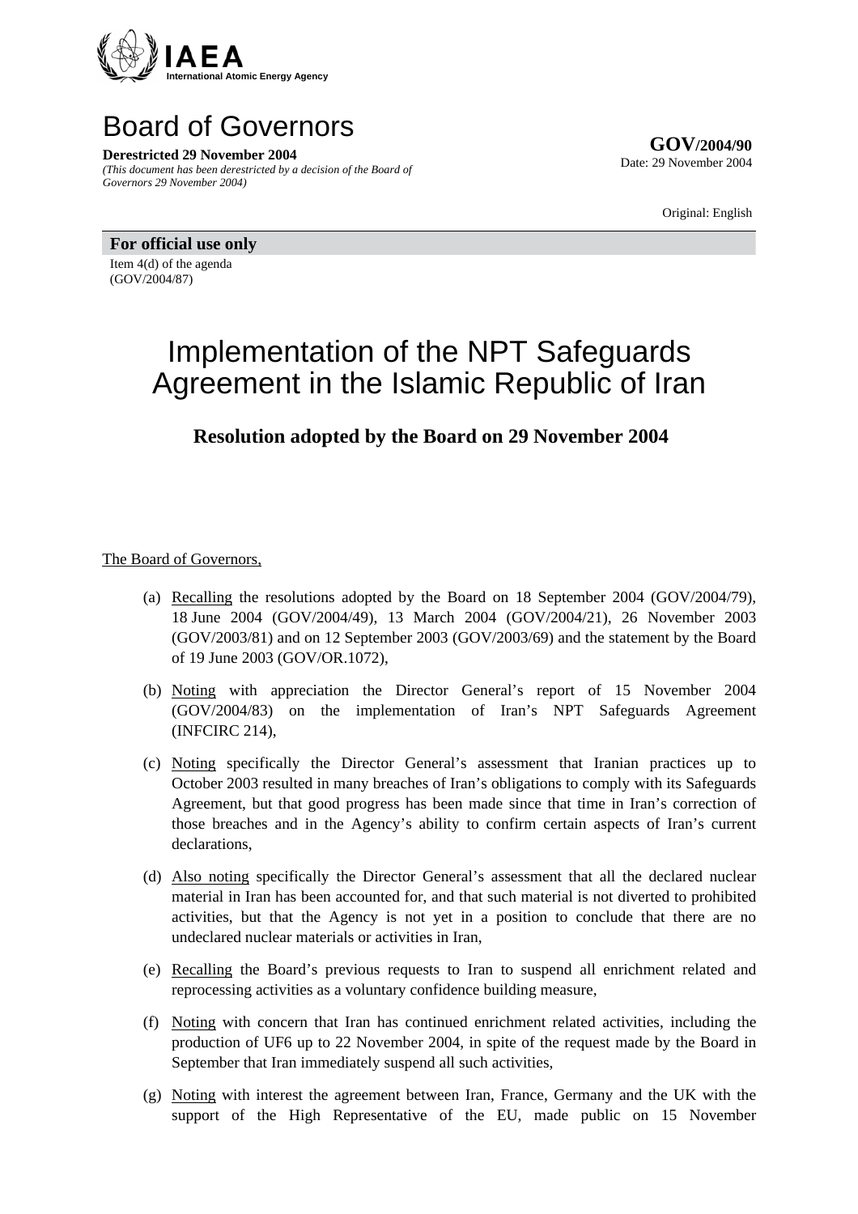IAEA
International Atomic Energy Agency

# Board of Governors

**Derestricted 29 November 2004**
*(This document has been derestricted by a decision of the Board of Governors 29 November 2004)*

**GOV/2004/90**
Date: 29 November 2004

Original: English

**For official use only**

Item 4(d) of the agenda
(GOV/2004/87)

# Implementation of the NPT Safeguards Agreement in the Islamic Republic of Iran

## Resolution adopted by the Board on 29 November 2004

The Board of Governors,

(a) Recalling the resolutions adopted by the Board on 18 September 2004 (GOV/2004/79), 18 June 2004 (GOV/2004/49), 13 March 2004 (GOV/2004/21), 26 November 2003 (GOV/2003/81) and on 12 September 2003 (GOV/2003/69) and the statement by the Board of 19 June 2003 (GOV/OR.1072),

(b) Noting with appreciation the Director General's report of 15 November 2004 (GOV/2004/83) on the implementation of Iran's NPT Safeguards Agreement (INFCIRC 214),

(c) Noting specifically the Director General's assessment that Iranian practices up to October 2003 resulted in many breaches of Iran's obligations to comply with its Safeguards Agreement, but that good progress has been made since that time in Iran's correction of those breaches and in the Agency's ability to confirm certain aspects of Iran's current declarations,

(d) Also noting specifically the Director General's assessment that all the declared nuclear material in Iran has been accounted for, and that such material is not diverted to prohibited activities, but that the Agency is not yet in a position to conclude that there are no undeclared nuclear materials or activities in Iran,

(e) Recalling the Board's previous requests to Iran to suspend all enrichment related and reprocessing activities as a voluntary confidence building measure,

(f) Noting with concern that Iran has continued enrichment related activities, including the production of $UF_6$ up to 22 November 2004, in spite of the request made by the Board in September that Iran immediately suspend all such activities,

(g) Noting with interest the agreement between Iran, France, Germany and the UK with the support of the High Representative of the EU, made public on 15 November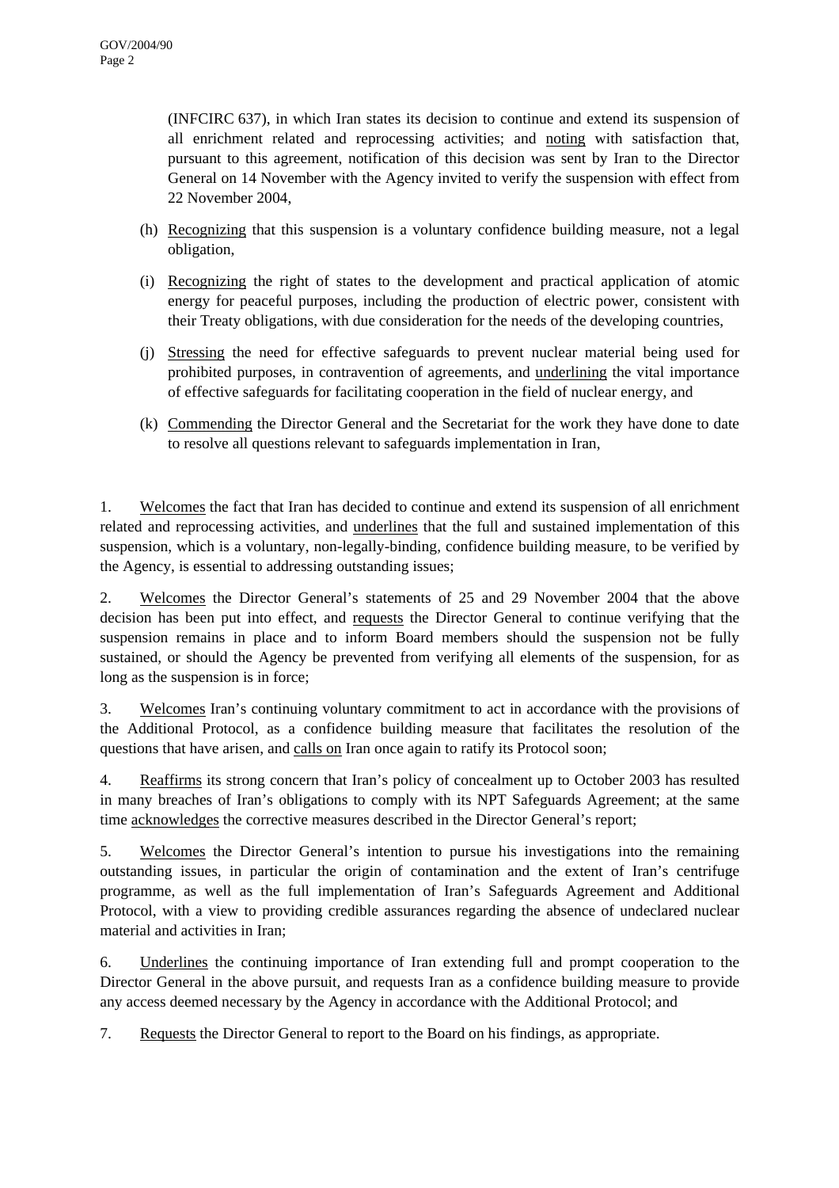(INFCIRC 637), in which Iran states its decision to continue and extend its suspension of all enrichment related and reprocessing activities; and noting with satisfaction that, pursuant to this agreement, notification of this decision was sent by Iran to the Director General on 14 November with the Agency invited to verify the suspension with effect from 22 November 2004,

(h) Recognizing that this suspension is a voluntary confidence building measure, not a legal obligation,

(i) Recognizing the right of states to the development and practical application of atomic energy for peaceful purposes, including the production of electric power, consistent with their Treaty obligations, with due consideration for the needs of the developing countries,

(j) Stressing the need for effective safeguards to prevent nuclear material being used for prohibited purposes, in contravention of agreements, and underlining the vital importance of effective safeguards for facilitating cooperation in the field of nuclear energy, and

(k) Commending the Director General and the Secretariat for the work they have done to date to resolve all questions relevant to safeguards implementation in Iran,

1. Welcomes the fact that Iran has decided to continue and extend its suspension of all enrichment related and reprocessing activities, and underlines that the full and sustained implementation of this suspension, which is a voluntary, non-legally-binding, confidence building measure, to be verified by the Agency, is essential to addressing outstanding issues;

2. Welcomes the Director General's statements of 25 and 29 November 2004 that the above decision has been put into effect, and requests the Director General to continue verifying that the suspension remains in place and to inform Board members should the suspension not be fully sustained, or should the Agency be prevented from verifying all elements of the suspension, for as long as the suspension is in force;

3. Welcomes Iran's continuing voluntary commitment to act in accordance with the provisions of the Additional Protocol, as a confidence building measure that facilitates the resolution of the questions that have arisen, and calls on Iran once again to ratify its Protocol soon;

4. Reaffirms its strong concern that Iran's policy of concealment up to October 2003 has resulted in many breaches of Iran's obligations to comply with its NPT Safeguards Agreement; at the same time acknowledges the corrective measures described in the Director General's report;

5. Welcomes the Director General's intention to pursue his investigations into the remaining outstanding issues, in particular the origin of contamination and the extent of Iran's centrifuge programme, as well as the full implementation of Iran's Safeguards Agreement and Additional Protocol, with a view to providing credible assurances regarding the absence of undeclared nuclear material and activities in Iran;

6. Underlines the continuing importance of Iran extending full and prompt cooperation to the Director General in the above pursuit, and requests Iran as a confidence building measure to provide any access deemed necessary by the Agency in accordance with the Additional Protocol; and

7. Requests the Director General to report to the Board on his findings, as appropriate.